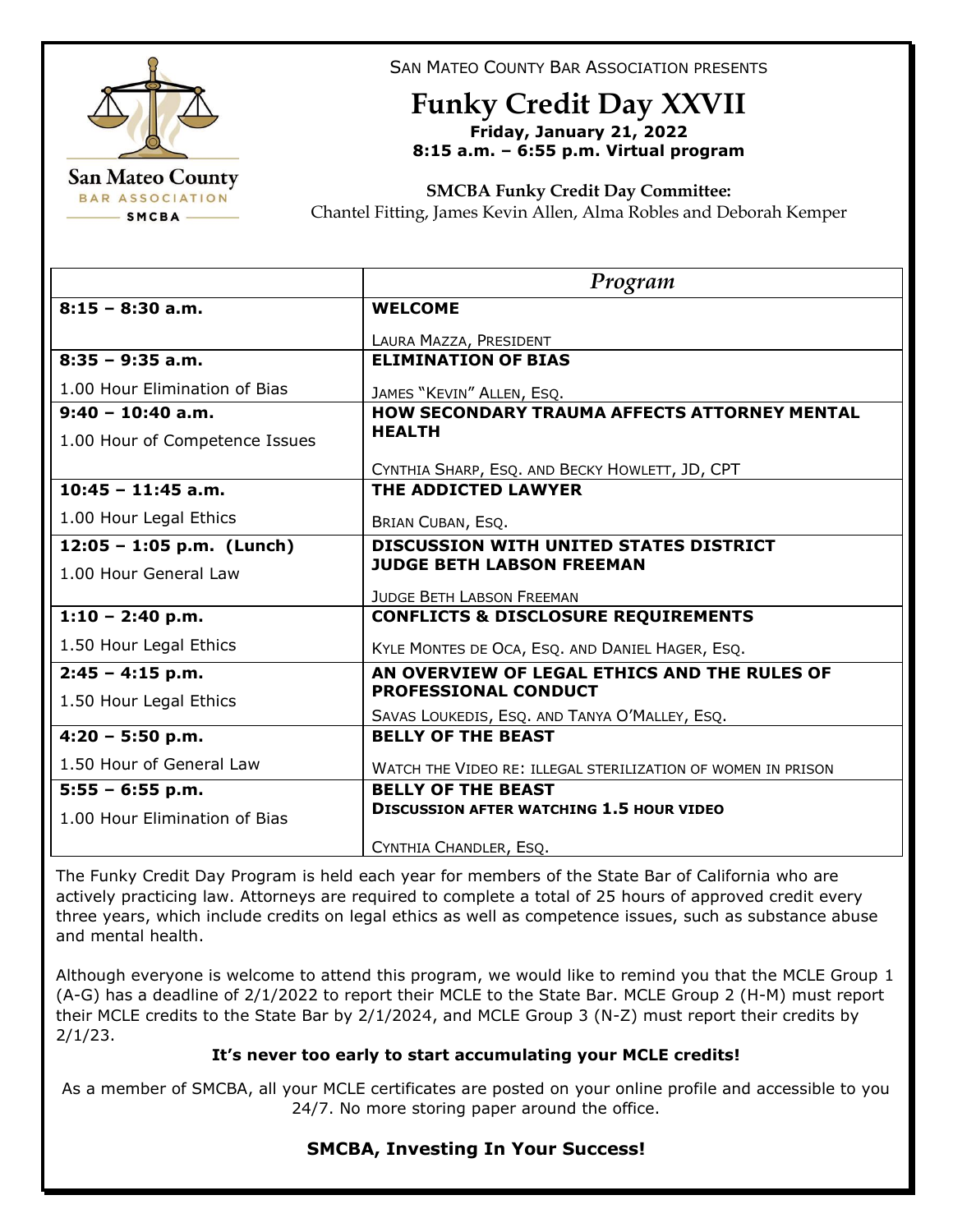San Mateo County
BAR ASSOCIATION
SMCBA

SAN MATEO COUNTY BAR ASSOCIATION PRESENTS

# Funky Credit Day XXVII

**Friday, January 21, 2022**
**8:15 a.m. – 6:55 p.m. Virtual program**

**SMCBA Funky Credit Day Committee:**
Chantel Fitting, James Kevin Allen, Alma Robles and Deborah Kemper

| | *Program* |
|---|---|
| **8:15 – 8:30 a.m.** | **WELCOME**<br><br>LAURA MAZZA, PRESIDENT |
| **8:35 – 9:35 a.m.**<br><br>1.00 Hour Elimination of Bias | **ELIMINATION OF BIAS**<br><br>JAMES "KEVIN" ALLEN, ESQ. |
| **9:40 – 10:40 a.m.**<br><br>1.00 Hour of Competence Issues | **HOW SECONDARY TRAUMA AFFECTS ATTORNEY MENTAL HEALTH**<br><br>CYNTHIA SHARP, ESQ. AND BECKY HOWLETT, JD, CPT |
| **10:45 – 11:45 a.m.**<br><br>1.00 Hour Legal Ethics | **THE ADDICTED LAWYER**<br><br>BRIAN CUBAN, ESQ. |
| **12:05 – 1:05 p.m. (Lunch)**<br><br>1.00 Hour General Law | **DISCUSSION WITH UNITED STATES DISTRICT JUDGE BETH LABSON FREEMAN**<br><br>JUDGE BETH LABSON FREEMAN |
| **1:10 – 2:40 p.m.**<br><br>1.50 Hour Legal Ethics | **CONFLICTS & DISCLOSURE REQUIREMENTS**<br><br>KYLE MONTES DE OCA, ESQ. AND DANIEL HAGER, ESQ. |
| **2:45 – 4:15 p.m.**<br><br>1.50 Hour Legal Ethics | **AN OVERVIEW OF LEGAL ETHICS AND THE RULES OF PROFESSIONAL CONDUCT**<br><br>SAVAS LOUKEDIS, ESQ. AND TANYA O'MALLEY, ESQ. |
| **4:20 – 5:50 p.m.**<br><br>1.50 Hour of General Law | **BELLY OF THE BEAST**<br><br>WATCH THE VIDEO RE: ILLEGAL STERILIZATION OF WOMEN IN PRISON |
| **5:55 – 6:55 p.m.**<br><br>1.00 Hour Elimination of Bias | **BELLY OF THE BEAST**<br>**DISCUSSION AFTER WATCHING 1.5 HOUR VIDEO**<br><br>CYNTHIA CHANDLER, ESQ. |

The Funky Credit Day Program is held each year for members of the State Bar of California who are actively practicing law. Attorneys are required to complete a total of 25 hours of approved credit every three years, which include credits on legal ethics as well as competence issues, such as substance abuse and mental health.

Although everyone is welcome to attend this program, we would like to remind you that the MCLE Group 1 (A-G) has a deadline of 2/1/2022 to report their MCLE to the State Bar. MCLE Group 2 (H-M) must report their MCLE credits to the State Bar by 2/1/2024, and MCLE Group 3 (N-Z) must report their credits by 2/1/23.

**It's never too early to start accumulating your MCLE credits!**

As a member of SMCBA, all your MCLE certificates are posted on your online profile and accessible to you 24/7. No more storing paper around the office.

**SMCBA, Investing In Your Success!**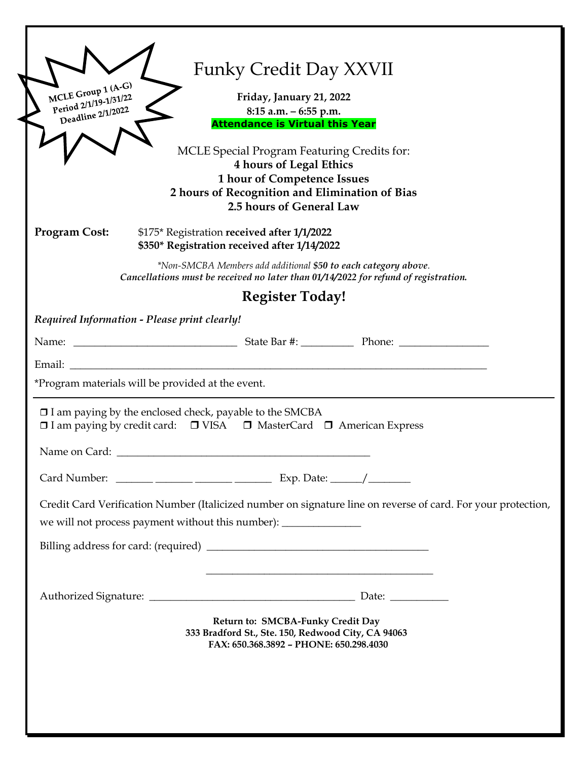MCLE Group 1 (A-G)
Period 2/1/19-1/31/22
Deadline 2/1/2022

# Funky Credit Day XXVII

**Friday, January 21, 2022**
**8:15 a.m. – 6:55 p.m.**
**Attendance is Virtual this Year**

MCLE Special Program Featuring Credits for:
**4 hours of Legal Ethics**
**1 hour of Competence Issues**
**2 hours of Recognition and Elimination of Bias**
**2.5 hours of General Law**

**Program Cost:** $175* Registration **received after 1/1/2022**
**$350* Registration received after 1/14/2022**

*\*Non-SMCBA Members add additional **$50 to each category above**.*
***Cancellations must be received no later than 01/14/2022 for refund of registration.***

## Register Today!

***Required Information - Please print clearly!***

Name: ______________________________ State Bar #: __________ Phone: ________________

Email: ________________________________________________________________________________

*Program materials will be provided at the event.

---

❒ I am paying by the enclosed check, payable to the SMCBA
❒ I am paying by credit card: ❒ VISA ❒ MasterCard ❒ American Express

Name on Card: ______________________________________________

Card Number: _______ _______ _______ _______ Exp. Date: ______/________

Credit Card Verification Number (Italicized number on signature line on reverse of card. For your protection, we will not process payment without this number): ______________

Billing address for card: (required) ________________________________________

________________________________________

Authorized Signature: ______________________________________ Date: ___________

**Return to: SMCBA-Funky Credit Day**
**333 Bradford St., Ste. 150, Redwood City, CA 94063**
**FAX: 650.368.3892 – PHONE: 650.298.4030**